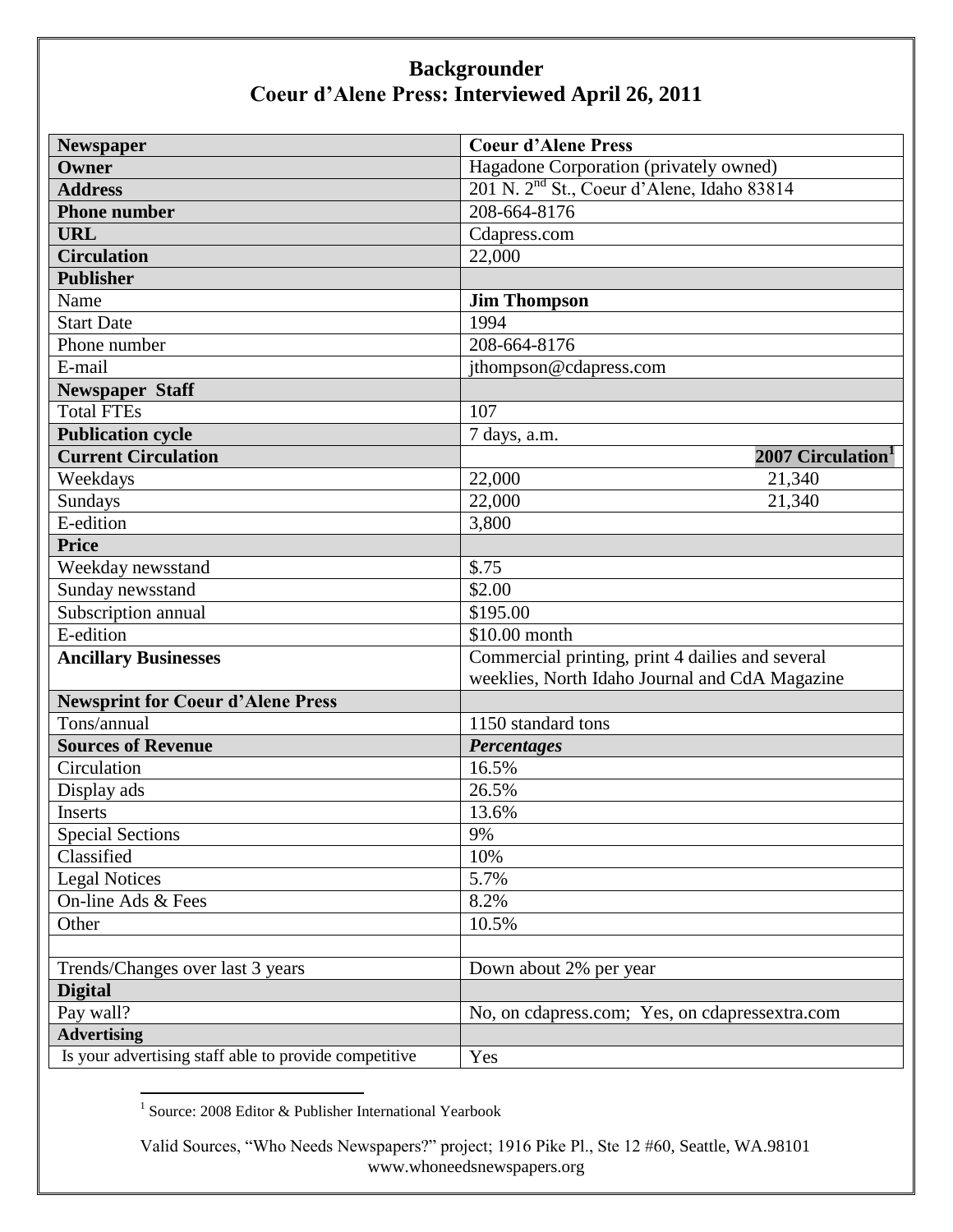# Backgrounder
## Coeur d'Alene Press: Interviewed April 26, 2011

| **Newspaper** | **Coeur d'Alene Press** | |
|---|---|---|
| **Owner** | Hagadone Corporation (privately owned) | |
| **Address** | 201 N. 2nd St., Coeur d'Alene, Idaho 83814 | |
| **Phone number** | 208-664-8176 | |
| **URL** | Cdapress.com | |
| **Circulation** | 22,000 | |
| **Publisher** | | |
| Name | **Jim Thompson** | |
| Start Date | 1994 | |
| Phone number | 208-664-8176 | |
| E-mail | jthompson@cdapress.com | |
| **Newspaper Staff** | | |
| Total FTEs | 107 | |
| **Publication cycle** | 7 days, a.m. | |
| **Current Circulation** | | **2007 Circulation[1]** |
| Weekdays | 22,000 | 21,340 |
| Sundays | 22,000 | 21,340 |
| E-edition | 3,800 | |
| **Price** | | |
| Weekday newsstand | $.75 | |
| Sunday newsstand | $2.00 | |
| Subscription annual | $195.00 | |
| E-edition | $10.00 month | |
| **Ancillary Businesses** | Commercial printing, print 4 dailies and several weeklies, North Idaho Journal and CdA Magazine | |
| **Newsprint for Coeur d'Alene Press** | | |
| Tons/annual | 1150 standard tons | |
| **Sources of Revenue** | ***Percentages*** | |
| Circulation | 16.5% | |
| Display ads | 26.5% | |
| Inserts | 13.6% | |
| Special Sections | 9% | |
| Classified | 10% | |
| Legal Notices | 5.7% | |
| On-line Ads & Fees | 8.2% | |
| Other | 10.5% | |
| | | |
| Trends/Changes over last 3 years | Down about 2% per year | |
| **Digital** | | |
| Pay wall? | No, on cdapress.com; Yes, on cdapressextra.com | |
| **Advertising** | | |
| Is your advertising staff able to provide competitive | Yes | |

[1] Source: 2008 Editor & Publisher International Yearbook

Valid Sources, "Who Needs Newspapers?" project; 1916 Pike Pl., Ste 12 #60, Seattle, WA.98101
www.whoneedsnewspapers.org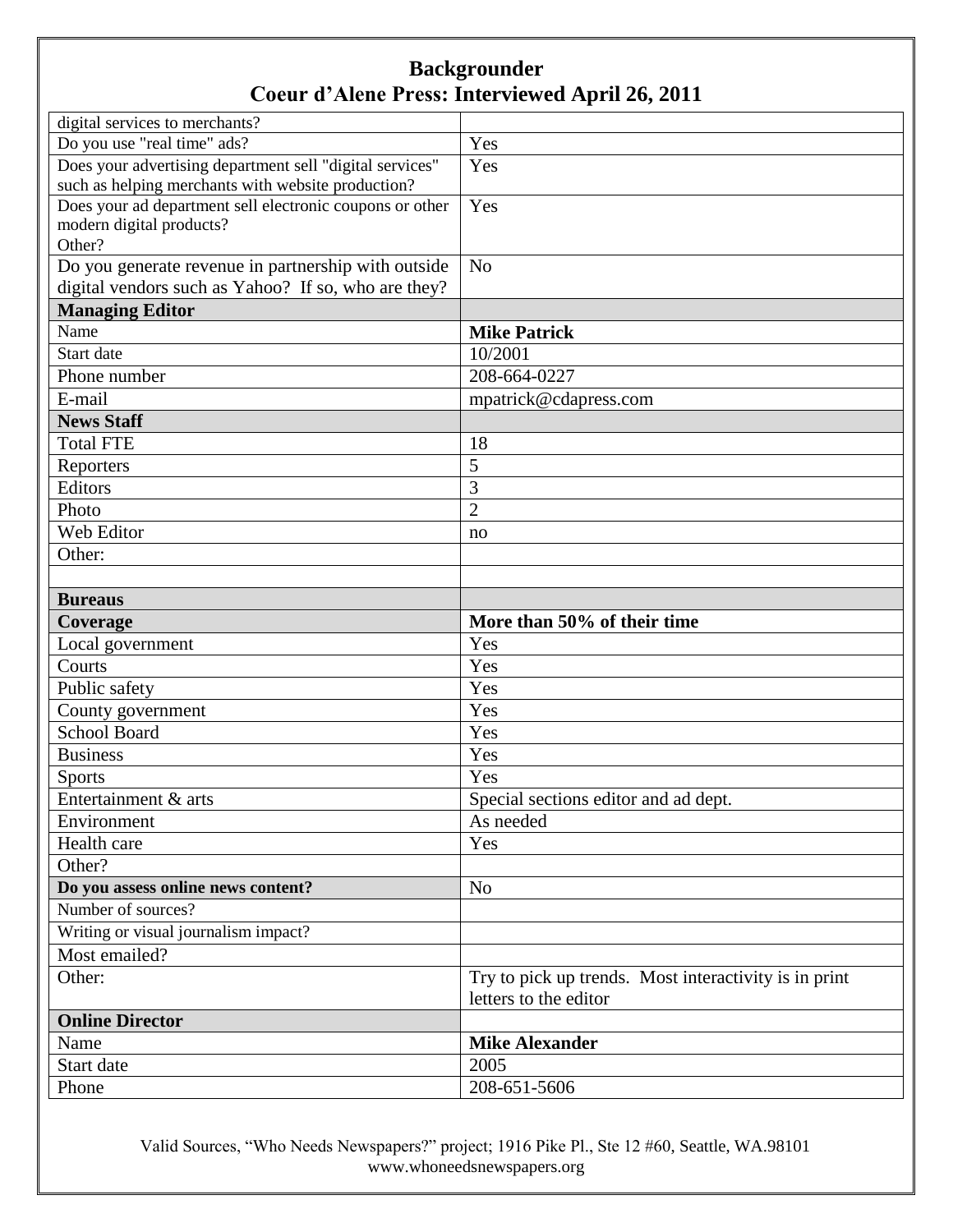## Backgrounder
## Coeur d'Alene Press: Interviewed April 26, 2011

| | |
|---|---|
| digital services to merchants? | |
| Do you use "real time" ads? | Yes |
| Does your advertising department sell "digital services" such as helping merchants with website production? | Yes |
| Does your ad department sell electronic coupons or other modern digital products?<br>Other? | Yes |
| Do you generate revenue in partnership with outside digital vendors such as Yahoo? If so, who are they? | No |
| **Managing Editor** | |
| Name | **Mike Patrick** |
| Start date | 10/2001 |
| Phone number | 208-664-0227 |
| E-mail | mpatrick@cdapress.com |
| **News Staff** | |
| Total FTE | 18 |
| Reporters | 5 |
| Editors | 3 |
| Photo | 2 |
| Web Editor | no |
| Other: | |
| | |
| **Bureaus** | |
| **Coverage** | **More than 50% of their time** |
| Local government | Yes |
| Courts | Yes |
| Public safety | Yes |
| County government | Yes |
| School Board | Yes |
| Business | Yes |
| Sports | Yes |
| Entertainment & arts | Special sections editor and ad dept. |
| Environment | As needed |
| Health care | Yes |
| Other? | |
| **Do you assess online news content?** | No |
| Number of sources? | |
| Writing or visual journalism impact? | |
| Most emailed? | |
| Other: | Try to pick up trends. Most interactivity is in print letters to the editor |
| **Online Director** | |
| Name | **Mike Alexander** |
| Start date | 2005 |
| Phone | 208-651-5606 |

Valid Sources, "Who Needs Newspapers?" project; 1916 Pike Pl., Ste 12 #60, Seattle, WA.98101
www.whoneedsnewspapers.org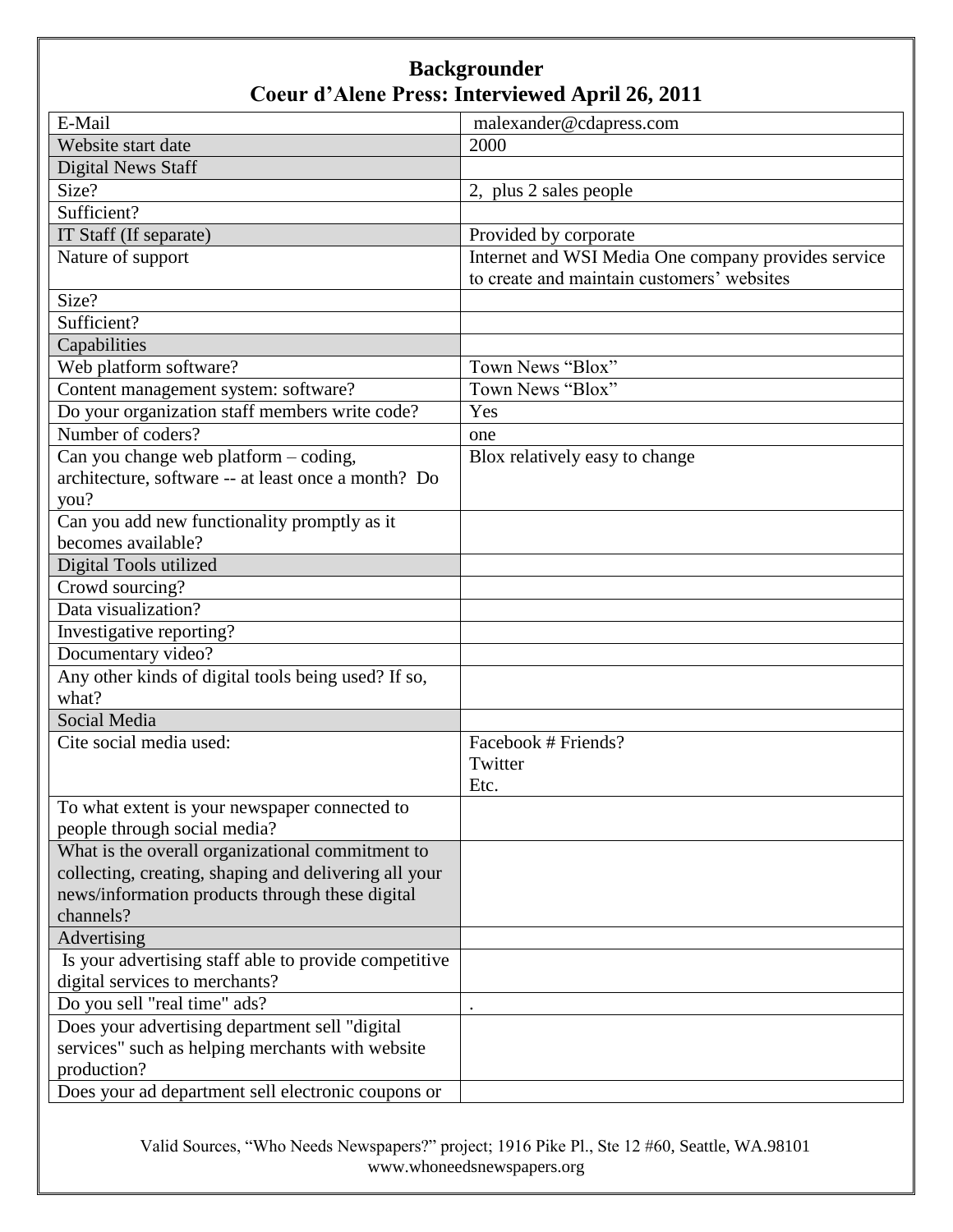# Backgrounder
## Coeur d'Alene Press: Interviewed April 26, 2011

| | |
|---|---|
| E-Mail | malexander@cdapress.com |
| Website start date | 2000 |
| Digital News Staff | |
| Size? | 2, plus 2 sales people |
| Sufficient? | |
| IT Staff (If separate) | Provided by corporate |
| Nature of support | Internet and WSI Media One company provides service to create and maintain customers' websites |
| Size? | |
| Sufficient? | |
| Capabilities | |
| Web platform software? | Town News "Blox" |
| Content management system: software? | Town News "Blox" |
| Do your organization staff members write code? | Yes |
| Number of coders? | one |
| Can you change web platform – coding, architecture, software -- at least once a month? Do you? | Blox relatively easy to change |
| Can you add new functionality promptly as it becomes available? | |
| Digital Tools utilized | |
| Crowd sourcing? | |
| Data visualization? | |
| Investigative reporting? | |
| Documentary video? | |
| Any other kinds of digital tools being used? If so, what? | |
| Social Media | |
| Cite social media used: | Facebook # Friends?<br>Twitter<br>Etc. |
| To what extent is your newspaper connected to people through social media? | |
| What is the overall organizational commitment to collecting, creating, shaping and delivering all your news/information products through these digital channels? | |
| Advertising | |
| Is your advertising staff able to provide competitive digital services to merchants? | |
| Do you sell "real time" ads? | . |
| Does your advertising department sell "digital services" such as helping merchants with website production? | |
| Does your ad department sell electronic coupons or | |

Valid Sources, "Who Needs Newspapers?" project; 1916 Pike Pl., Ste 12 #60, Seattle, WA.98101
www.whoneedsnewspapers.org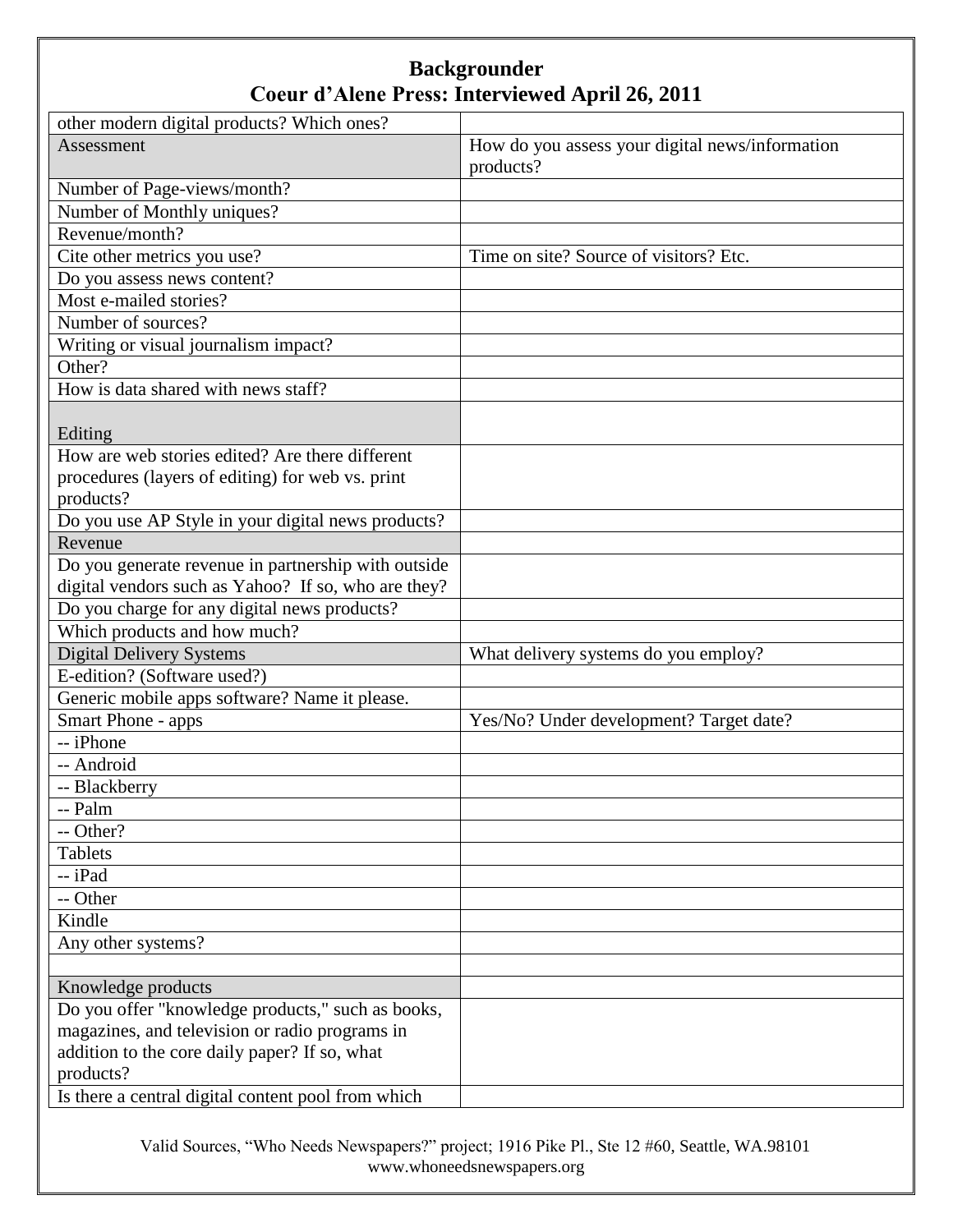## Backgrounder
## Coeur d'Alene Press: Interviewed April 26, 2011

| | |
|---|---|
| other modern digital products? Which ones? | |
| Assessment | How do you assess your digital news/information products? |
| Number of Page-views/month? | |
| Number of Monthly uniques? | |
| Revenue/month? | |
| Cite other metrics you use? | Time on site? Source of visitors? Etc. |
| Do you assess news content? | |
| Most e-mailed stories? | |
| Number of sources? | |
| Writing or visual journalism impact? | |
| Other? | |
| How is data shared with news staff? | |
| Editing | |
| How are web stories edited? Are there different procedures (layers of editing) for web vs. print products? | |
| Do you use AP Style in your digital news products? | |
| Revenue | |
| Do you generate revenue in partnership with outside digital vendors such as Yahoo? If so, who are they? | |
| Do you charge for any digital news products? | |
| Which products and how much? | |
| Digital Delivery Systems | What delivery systems do you employ? |
| E-edition? (Software used?) | |
| Generic mobile apps software? Name it please. | |
| Smart Phone - apps | Yes/No? Under development? Target date? |
| -- iPhone | |
| -- Android | |
| -- Blackberry | |
| -- Palm | |
| -- Other? | |
| Tablets | |
| -- iPad | |
| -- Other | |
| Kindle | |
| Any other systems? | |
| | |
| Knowledge products | |
| Do you offer "knowledge products," such as books, magazines, and television or radio programs in addition to the core daily paper? If so, what products? | |
| Is there a central digital content pool from which | |

Valid Sources, "Who Needs Newspapers?" project; 1916 Pike Pl., Ste 12 #60, Seattle, WA.98101
www.whoneedsnewspapers.org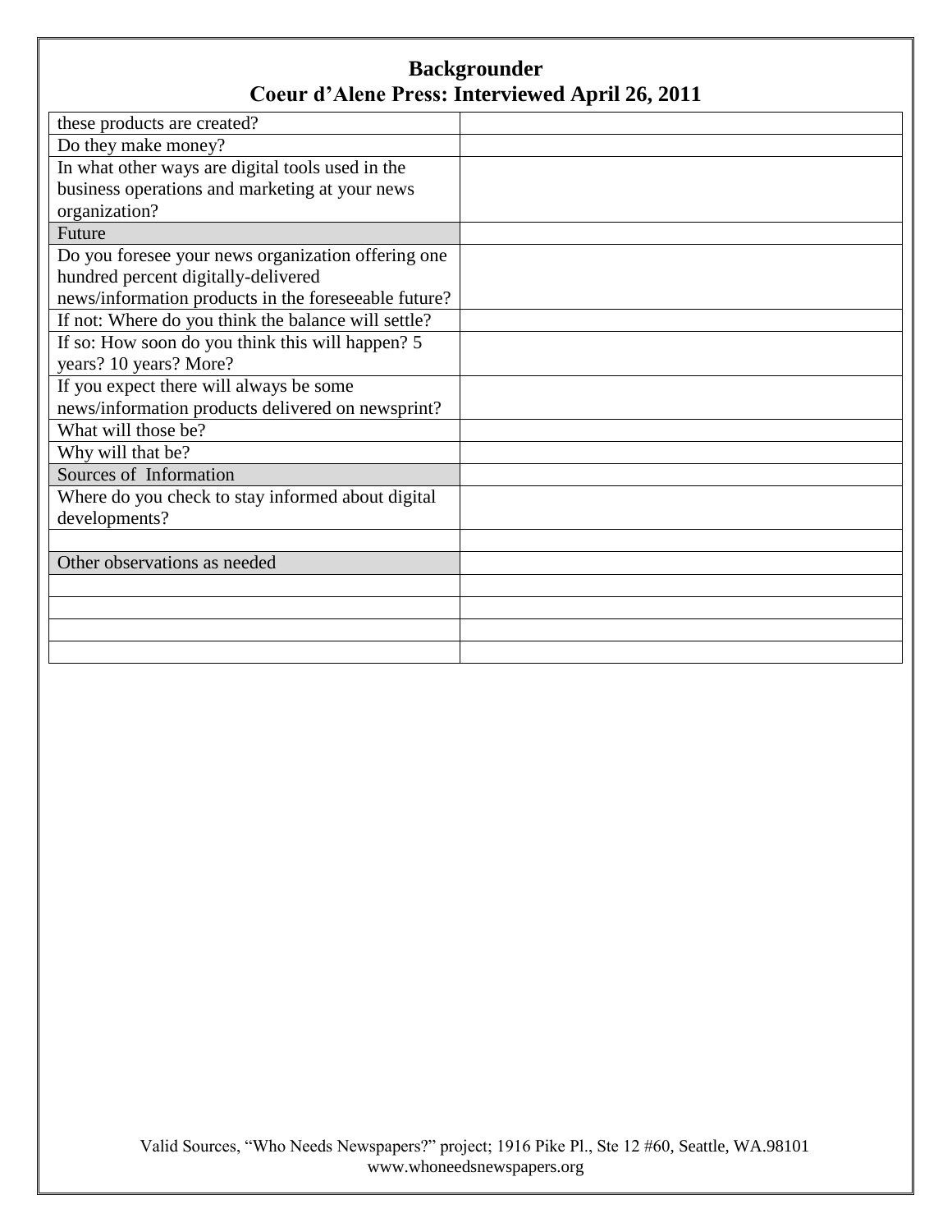**Backgrounder**
**Coeur d'Alene Press: Interviewed April 26, 2011**

| | |
|---|---|
| these products are created? | |
| Do they make money? | |
| In what other ways are digital tools used in the business operations and marketing at your news organization? | |
| Future | |
| Do you foresee your news organization offering one hundred percent digitally-delivered news/information products in the foreseeable future? | |
| If not: Where do you think the balance will settle? | |
| If so: How soon do you think this will happen? 5 years? 10 years? More? | |
| If you expect there will always be some news/information products delivered on newsprint? | |
| What will those be? | |
| Why will that be? | |
| Sources of Information | |
| Where do you check to stay informed about digital developments? | |
| | |
| Other observations as needed | |
| | |
| | |
| | |
| | |

Valid Sources, "Who Needs Newspapers?" project; 1916 Pike Pl., Ste 12 #60, Seattle, WA.98101
www.whoneedsnewspapers.org